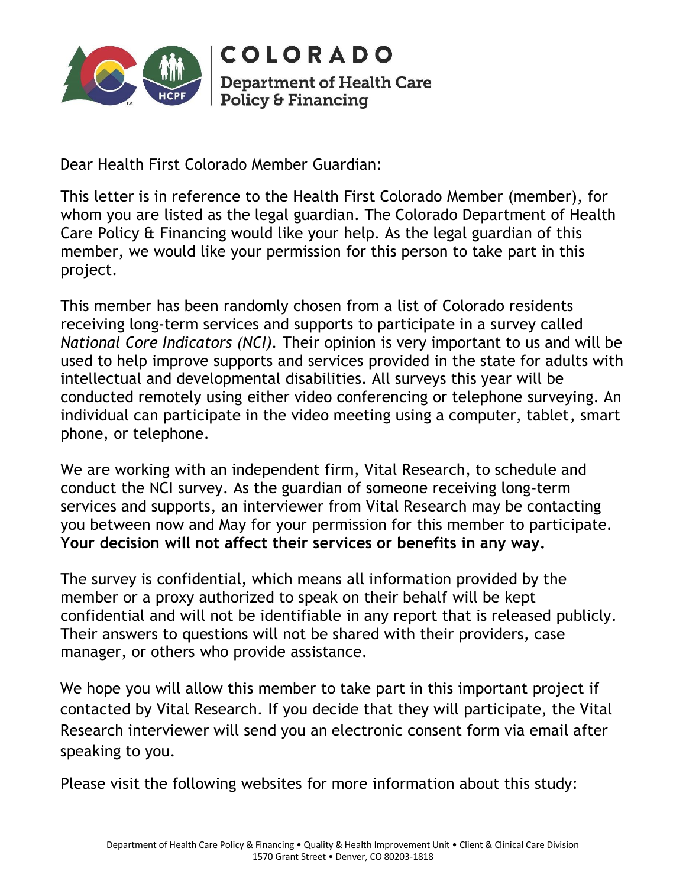COLORADO

Department of Health Care Policy & Financing

Dear Health First Colorado Member Guardian:

This letter is in reference to the Health First Colorado Member (member), for whom you are listed as the legal guardian. The Colorado Department of Health Care Policy & Financing would like your help. As the legal guardian of this member, we would like your permission for this person to take part in this project.

This member has been randomly chosen from a list of Colorado residents receiving long-term services and supports to participate in a survey called *National Core Indicators (NCI).* Their opinion is very important to us and will be used to help improve supports and services provided in the state for adults with intellectual and developmental disabilities. All surveys this year will be conducted remotely using either video conferencing or telephone surveying. An individual can participate in the video meeting using a computer, tablet, smart phone, or telephone.

We are working with an independent firm, Vital Research, to schedule and conduct the NCI survey. As the guardian of someone receiving long-term services and supports, an interviewer from Vital Research may be contacting you between now and May for your permission for this member to participate. **Your decision will not affect their services or benefits in any way.**

The survey is confidential, which means all information provided by the member or a proxy authorized to speak on their behalf will be kept confidential and will not be identifiable in any report that is released publicly. Their answers to questions will not be shared with their providers, case manager, or others who provide assistance.

We hope you will allow this member to take part in this important project if contacted by Vital Research. If you decide that they will participate, the Vital Research interviewer will send you an electronic consent form via email after speaking to you.

Please visit the following websites for more information about this study:

Department of Health Care Policy & Financing • Quality & Health Improvement Unit • Client & Clinical Care Division
1570 Grant Street • Denver, CO 80203-1818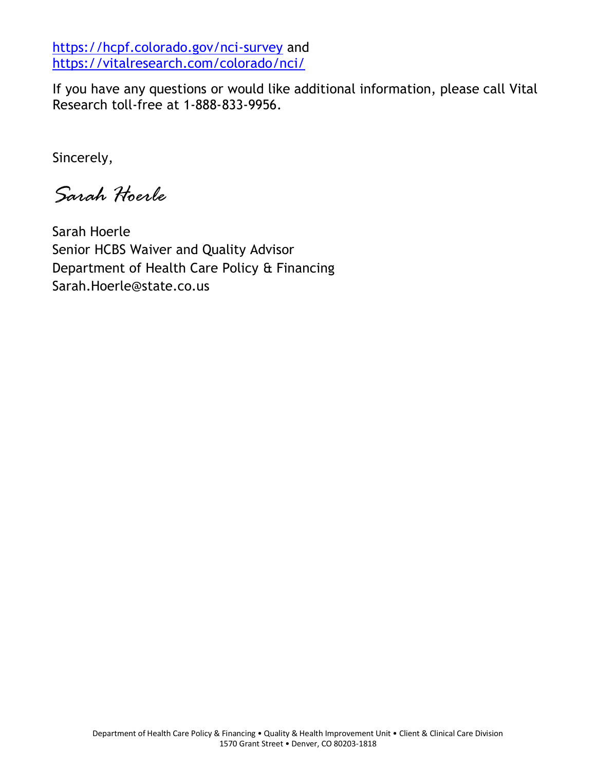https://hcpf.colorado.gov/nci-survey and
https://vitalresearch.com/colorado/nci/

If you have any questions or would like additional information, please call Vital Research toll-free at 1-888-833-9956.

Sincerely,

*Sarah Hoerle*

Sarah Hoerle
Senior HCBS Waiver and Quality Advisor
Department of Health Care Policy & Financing
Sarah.Hoerle@state.co.us